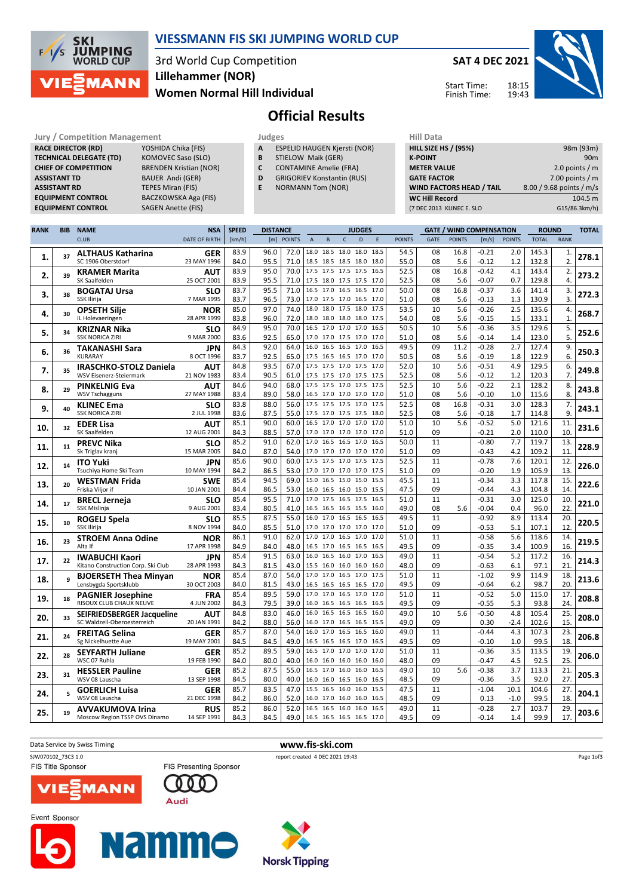# VIESSMANN FIS SKI JUMPING WORLD CUP

3rd World Cup Competition
**Lillehammer (NOR)**
**Women Normal Hill Individual**

**SAT 4 DEC 2021**

Start Time: 18:15
Finish Time: 19:43

## Official Results

| Jury / Competition Management | |
|---|---|
| RACE DIRECTOR (RD) | YOSHIDA Chika (FIS) |
| TECHNICAL DELEGATE (TD) | KOMOVEC Saso (SLO) |
| CHIEF OF COMPETITION | BRENDEN Kristian (NOR) |
| ASSISTANT TD | BAUER Andi (GER) |
| ASSISTANT RD | TEPES Miran (FIS) |
| EQUIPMENT CONTROL | BACZKOWSKA Aga (FIS) |
| EQUIPMENT CONTROL | SAGEN Anette (FIS) |

| Judges | |
|---|---|
| A | ESPELID HAUGEN Kjersti (NOR) |
| B | STIELOW Maik (GER) |
| C | CONTAMINE Amelie (FRA) |
| D | GRIGORIEV Konstantin (RUS) |
| E | NORMANN Tom (NOR) |

| Hill Data | |
|---|---|
| HILL SIZE HS / (95%) | 98m (93m) |
| K-POINT | 90m |
| METER VALUE | 2.0 points / m |
| GATE FACTOR | 7.00 points / m |
| WIND FACTORS HEAD / TAIL | 8.00 / 9.68 points / m/s |
| WC Hill Record | 104.5 m |
| (7 DEC 2013 KLINEC E. SLO | G15/86.3km/h) |

| RANK | BIB | NAME / CLUB | NSA / DATE OF BIRTH | SPEED [km/h] | DISTANCE [m] | DISTANCE POINTS | A | B | C | D | E | JUDGES POINTS | GATE | GATE POINTS | WIND [m/s] | WIND POINTS | ROUND TOTAL | ROUND RANK | TOTAL |
|---|---|---|---|---|---|---|---|---|---|---|---|---|---|---|---|---|---|---|---|
| 1. | 37 | **ALTHAUS Katharina** | **GER** | 83.9 | 96.0 | 72.0 | 18.0 | 18.5 | 18.0 | 18.0 | 18.5 | 54.5 | 08 | 16.8 | -0.21 | 2.0 | 145.3 | 1. | **278.1** |
| | | SC 1906 Oberstdorf | 23 MAY 1996 | 84.0 | 95.5 | 71.0 | 18.5 | 18.5 | 18.5 | 18.0 | 18.0 | 55.0 | 08 | 5.6 | -0.12 | 1.2 | 132.8 | 2. | |
| 2. | 39 | **KRAMER Marita** | **AUT** | 83.9 | 95.0 | 70.0 | 17.5 | 17.5 | 17.5 | 17.5 | 16.5 | 52.5 | 08 | 16.8 | -0.42 | 4.1 | 143.4 | 2. | **273.2** |
| | | SK Saalfelden | 25 OCT 2001 | 83.9 | 95.5 | 71.0 | 17.5 | 18.0 | 17.5 | 17.5 | 17.0 | 52.5 | 08 | 5.6 | -0.07 | 0.7 | 129.8 | 4. | |
| 3. | 38 | **BOGATAJ Ursa** | **SLO** | 83.7 | 95.5 | 71.0 | 16.5 | 17.0 | 16.5 | 16.5 | 17.0 | 50.0 | 08 | 16.8 | -0.37 | 3.6 | 141.4 | 3. | **272.3** |
| | | SSK Ilirija | 7 MAR 1995 | 83.7 | 96.5 | 73.0 | 17.0 | 17.5 | 17.0 | 16.5 | 17.0 | 51.0 | 08 | 5.6 | -0.13 | 1.3 | 130.9 | 3. | |
| 4. | 30 | **OPSETH Silje** | **NOR** | 85.0 | 97.0 | 74.0 | 18.0 | 18.0 | 17.5 | 18.0 | 17.5 | 53.5 | 10 | 5.6 | -0.26 | 2.5 | 135.6 | 4. | **268.7** |
| | | IL Holevaeringen | 28 APR 1999 | 83.8 | 96.0 | 72.0 | 18.0 | 18.0 | 18.0 | 18.0 | 17.5 | 54.0 | 08 | 5.6 | -0.15 | 1.5 | 133.1 | 1. | |
| 5. | 34 | **KRIZNAR Nika** | **SLO** | 84.9 | 95.0 | 70.0 | 16.5 | 17.0 | 17.0 | 17.0 | 16.5 | 50.5 | 10 | 5.6 | -0.36 | 3.5 | 129.6 | 5. | **252.6** |
| | | SSK NORICA ZIRI | 9 MAR 2000 | 83.6 | 92.5 | 65.0 | 17.0 | 17.0 | 17.0 | 17.0 | 17.0 | 51.0 | 08 | 5.6 | -0.14 | 1.4 | 123.0 | 5. | |
| 6. | 36 | **TAKANASHI Sara** | **JPN** | 84.3 | 92.0 | 64.0 | 16.0 | 16.5 | 16.5 | 17.0 | 16.5 | 49.5 | 09 | 11.2 | -0.28 | 2.7 | 127.4 | 9. | **250.3** |
| | | KURARAY | 8 OCT 1996 | 83.7 | 92.5 | 65.0 | 17.5 | 16.5 | 16.5 | 17.0 | 17.0 | 50.5 | 08 | 5.6 | -0.19 | 1.8 | 122.9 | 6. | |
| 7. | 35 | **IRASCHKO-STOLZ Daniela** | **AUT** | 84.8 | 93.5 | 67.0 | 17.5 | 17.5 | 17.0 | 17.5 | 17.0 | 52.0 | 10 | 5.6 | -0.51 | 4.9 | 129.5 | 6. | **249.8** |
| | | WSV Eisenerz-Steiermark | 21 NOV 1983 | 83.4 | 90.5 | 61.0 | 17.5 | 17.5 | 17.0 | 17.5 | 17.5 | 52.5 | 08 | 5.6 | -0.12 | 1.2 | 120.3 | 7. | |
| 8. | 29 | **PINKELNIG Eva** | **AUT** | 84.6 | 94.0 | 68.0 | 17.5 | 17.5 | 17.5 | 17.5 | 17.5 | 52.5 | 10 | 5.6 | -0.22 | 2.1 | 128.2 | 8. | **243.8** |
| | | WSV Tschagguns | 27 MAY 1988 | 83.4 | 89.0 | 58.0 | 16.5 | 17.0 | 17.0 | 17.0 | 17.0 | 51.0 | 08 | 5.6 | -0.10 | 1.0 | 115.6 | 8. | |
| 9. | 40 | **KLINEC Ema** | **SLO** | 83.8 | 88.0 | 56.0 | 17.5 | 17.5 | 17.5 | 17.0 | 17.5 | 52.5 | 08 | 16.8 | -0.31 | 3.0 | 128.3 | 7. | **243.1** |
| | | SSK NORICA ZIRI | 2 JUL 1998 | 83.6 | 87.5 | 55.0 | 17.5 | 17.0 | 17.5 | 17.5 | 18.0 | 52.5 | 08 | 5.6 | -0.18 | 1.7 | 114.8 | 9. | |
| 10. | 32 | **EDER Lisa** | **AUT** | 85.1 | 90.0 | 60.0 | 16.5 | 17.0 | 17.0 | 17.0 | 17.0 | 51.0 | 10 | 5.6 | -0.52 | 5.0 | 121.6 | 11. | **231.6** |
| | | SK Saalfelden | 12 AUG 2001 | 84.3 | 88.5 | 57.0 | 17.0 | 17.0 | 17.0 | 17.0 | 17.0 | 51.0 | 09 | | -0.21 | 2.0 | 110.0 | 10. | |
| 11. | 11 | **PREVC Nika** | **SLO** | 85.2 | 91.0 | 62.0 | 17.0 | 16.5 | 16.5 | 17.0 | 16.5 | 50.0 | 11 | | -0.80 | 7.7 | 119.7 | 13. | **228.9** |
| | | Sk Triglav kranj | 15 MAR 2005 | 84.0 | 87.0 | 54.0 | 17.0 | 17.0 | 17.0 | 17.0 | 17.0 | 51.0 | 09 | | -0.43 | 4.2 | 109.2 | 11. | |
| 12. | 14 | **ITO Yuki** | **JPN** | 85.6 | 90.0 | 60.0 | 17.5 | 17.5 | 17.0 | 17.5 | 17.5 | 52.5 | 11 | | -0.78 | 7.6 | 120.1 | 12. | **226.0** |
| | | Tsuchiya Home Ski Team | 10 MAY 1994 | 84.2 | 86.5 | 53.0 | 17.0 | 17.0 | 17.0 | 17.0 | 17.0 | 51.0 | 09 | | -0.20 | 1.9 | 105.9 | 13. | |
| 13. | 20 | **WESTMAN Frida** | **SWE** | 85.4 | 94.5 | 69.0 | 15.0 | 16.5 | 15.0 | 15.0 | 15.5 | 45.5 | 11 | | -0.34 | 3.3 | 117.8 | 15. | **222.6** |
| | | Friska Viljor if | 10 JAN 2001 | 84.4 | 86.5 | 53.0 | 16.0 | 16.5 | 16.0 | 15.0 | 15.5 | 47.5 | 09 | | -0.44 | 4.3 | 104.8 | 14. | |
| 14. | 17 | **BRECL Jerneja** | **SLO** | 85.4 | 95.5 | 71.0 | 17.0 | 17.5 | 16.5 | 17.5 | 16.5 | 51.0 | 11 | | -0.31 | 3.0 | 125.0 | 10. | **221.0** |
| | | SSK Mislinja | 9 AUG 2001 | 83.4 | 80.5 | 41.0 | 16.5 | 16.5 | 16.5 | 15.5 | 16.0 | 49.0 | 08 | 5.6 | -0.04 | 0.4 | 96.0 | 22. | |
| 15. | 10 | **ROGELJ Spela** | **SLO** | 85.5 | 87.5 | 55.0 | 16.0 | 17.0 | 16.5 | 16.5 | 16.5 | 49.5 | 11 | | -0.92 | 8.9 | 113.4 | 20. | **220.5** |
| | | SSK Ilirija | 8 NOV 1994 | 84.0 | 85.5 | 51.0 | 17.0 | 17.0 | 17.0 | 17.0 | 17.0 | 51.0 | 09 | | -0.53 | 5.1 | 107.1 | 12. | |
| 16. | 23 | **STROEM Anna Odine** | **NOR** | 86.1 | 91.0 | 62.0 | 17.0 | 17.0 | 16.5 | 17.0 | 17.0 | 51.0 | 11 | | -0.58 | 5.6 | 118.6 | 14. | **219.5** |
| | | Alta If | 17 APR 1998 | 84.9 | 84.0 | 48.0 | 16.5 | 17.0 | 16.5 | 16.5 | 16.5 | 49.5 | 09 | | -0.35 | 3.4 | 100.9 | 16. | |
| 17. | 22 | **IWABUCHI Kaori** | **JPN** | 85.4 | 91.5 | 63.0 | 16.0 | 16.5 | 16.0 | 17.0 | 16.5 | 49.0 | 11 | | -0.54 | 5.2 | 117.2 | 16. | **214.3** |
| | | Kitano Construction Corp. Ski Club | 28 APR 1993 | 84.3 | 81.5 | 43.0 | 15.5 | 16.0 | 16.0 | 16.0 | 16.0 | 48.0 | 09 | | -0.63 | 6.1 | 97.1 | 21. | |
| 18. | 9 | **BJOERSETH Thea Minyan** | **NOR** | 86.0 | 87.0 | 54.0 | 17.0 | 17.0 | 16.5 | 17.0 | 17.5 | 51.0 | 11 | | -1.02 | 9.9 | 114.9 | 18. | **213.6** |
| | | Lensbygda Sportsklubb | 30 OCT 2003 | 84.0 | 81.5 | 43.0 | 16.5 | 16.5 | 16.5 | 16.5 | 17.0 | 49.5 | 09 | | -0.64 | 6.2 | 98.7 | 20. | |
| 19. | 18 | **PAGNIER Josephine** | **FRA** | 85.4 | 89.5 | 59.0 | 17.0 | 17.0 | 16.5 | 17.0 | 17.0 | 51.0 | 11 | | -0.52 | 5.0 | 115.0 | 17. | **208.8** |
| | | RISOUX CLUB CHAUX NEUVE | 4 JUN 2002 | 84.3 | 79.5 | 39.0 | 16.0 | 16.5 | 16.5 | 16.5 | 16.5 | 49.5 | 09 | | -0.55 | 5.3 | 93.8 | 24. | |
| 20. | 33 | **SEIFRIEDSBERGER Jacqueline** | **AUT** | 84.8 | 83.0 | 46.0 | 16.0 | 16.5 | 16.5 | 16.5 | 16.0 | 49.0 | 10 | 5.6 | -0.50 | 4.8 | 105.4 | 25. | **208.0** |
| | | SC Waldzell-Oberoesterreich | 20 JAN 1991 | 84.2 | 88.0 | 56.0 | 16.0 | 17.0 | 16.5 | 16.0 | 16.5 | 49.0 | 09 | | 0.30 | -2.4 | 102.6 | 15. | |
| 21. | 24 | **FREITAG Selina** | **GER** | 85.7 | 87.0 | 54.0 | 16.0 | 17.0 | 16.5 | 16.5 | 16.0 | 49.0 | 11 | | -0.44 | 4.3 | 107.3 | 23. | **206.8** |
| | | Sg Nickelhuette Aue | 19 MAY 2001 | 84.5 | 84.5 | 49.0 | 16.5 | 16.5 | 16.5 | 17.0 | 16.5 | 49.5 | 09 | | -0.10 | 1.0 | 99.5 | 18. | |
| 22. | 28 | **SEYFARTH Juliane** | **GER** | 85.2 | 89.5 | 59.0 | 16.5 | 17.0 | 17.0 | 17.0 | 17.0 | 51.0 | 11 | | -0.36 | 3.5 | 113.5 | 19. | **206.0** |
| | | WSC 07 Ruhla | 19 FEB 1990 | 84.0 | 80.0 | 40.0 | 16.0 | 16.0 | 16.0 | 16.0 | 16.0 | 48.0 | 09 | | -0.47 | 4.5 | 92.5 | 25. | |
| 23. | 31 | **HESSLER Pauline** | **GER** | 85.2 | 87.5 | 55.0 | 16.5 | 17.0 | 16.0 | 16.0 | 16.5 | 49.0 | 10 | 5.6 | -0.38 | 3.7 | 113.3 | 21. | **205.3** |
| | | WSV 08 Lauscha | 13 SEP 1998 | 84.5 | 80.0 | 40.0 | 16.0 | 16.0 | 16.5 | 16.0 | 16.5 | 48.5 | 09 | | -0.36 | 3.5 | 92.0 | 27. | |
| 24. | 5 | **GOERLICH Luisa** | **GER** | 85.7 | 83.5 | 47.0 | 15.5 | 16.5 | 16.0 | 16.0 | 15.5 | 47.5 | 11 | | -1.04 | 10.1 | 104.6 | 27. | **204.1** |
| | | WSV 08 Lauscha | 21 DEC 1998 | 84.2 | 86.0 | 52.0 | 16.0 | 17.0 | 16.0 | 16.0 | 16.5 | 48.5 | 09 | | 0.13 | -1.0 | 99.5 | 18. | |
| 25. | 19 | **AVVAKUMOVA Irina** | **RUS** | 85.2 | 86.0 | 52.0 | 16.5 | 16.5 | 16.0 | 16.0 | 16.5 | 49.0 | 11 | | -0.28 | 2.7 | 103.7 | 29. | **203.6** |
| | | Moscow Region TSSP OVS Dinamo | 14 SEP 1991 | 84.3 | 84.5 | 49.0 | 16.5 | 16.5 | 16.5 | 16.5 | 17.0 | 49.5 | 09 | | -0.14 | 1.4 | 99.9 | 17. | |

Data Service by Swiss Timing

www.fis-ski.com

SJW070102_73C3 1.0 report created 4 DEC 2021 19:43

FIS Title Sponsor: VIESSMANN
FIS Presenting Sponsor: Audi
Event Sponsor: Nammo, Norsk Tipping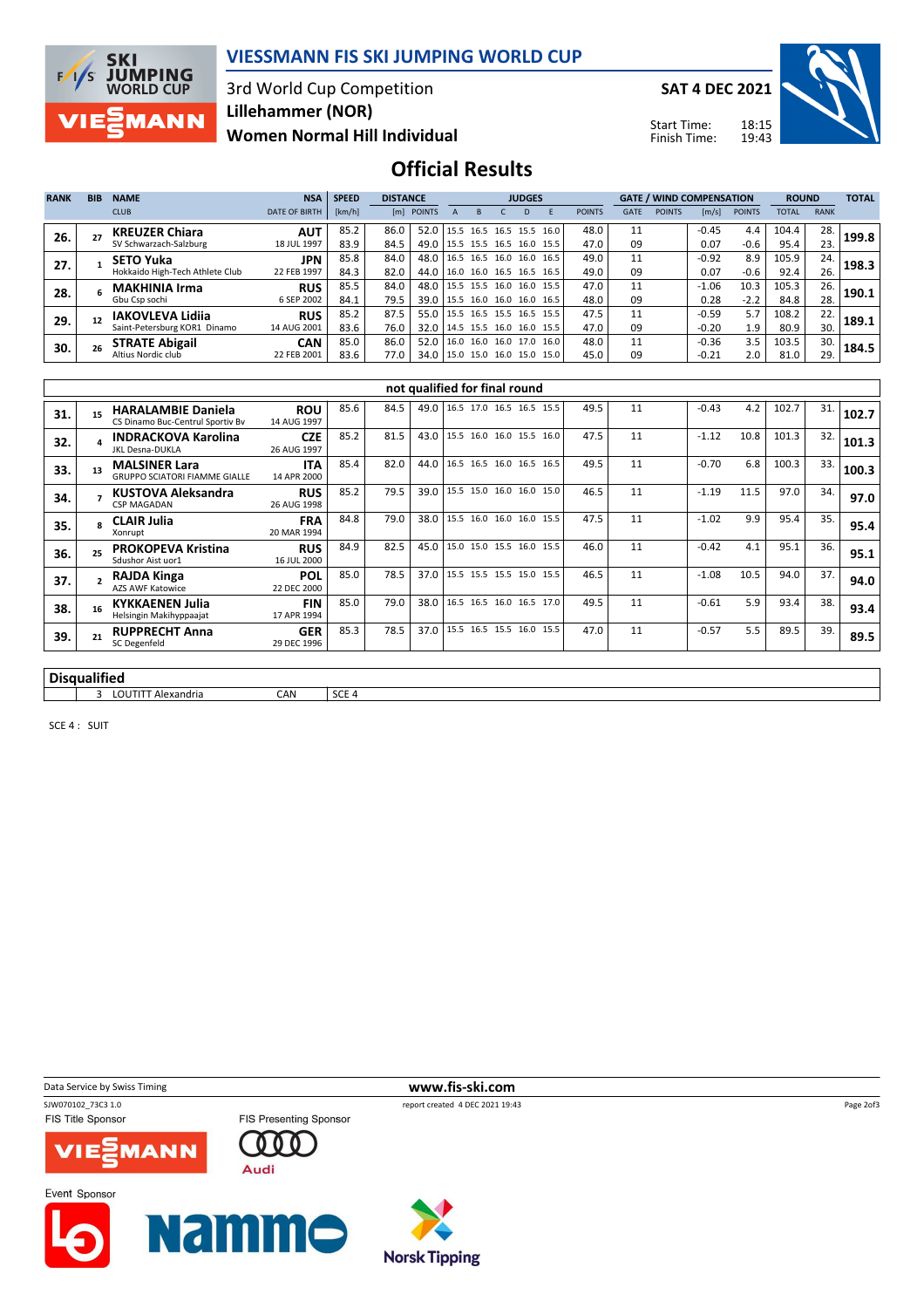# VIESSMANN FIS SKI JUMPING WORLD CUP

3rd World Cup Competition
**Lillehammer (NOR)**
**Women Normal Hill Individual**

**SAT 4 DEC 2021**

Start Time: 18:15
Finish Time: 19:43

## Official Results

| RANK | BIB | NAME / CLUB | NSA / DATE OF BIRTH | SPEED [km/h] | DISTANCE [m] | DISTANCE POINTS | JUDGES A | B | C | D | E | JUDGES POINTS | GATE | GATE POINTS | WIND [m/s] | WIND POINTS | ROUND TOTAL | ROUND RANK | TOTAL |
|---|---|---|---|---|---|---|---|---|---|---|---|---|---|---|---|---|---|---|---|
| 26. | 27 | **KREUZER Chiara** / SV Schwarzach-Salzburg | **AUT** / 18 JUL 1997 | 85.2 | 86.0 | 52.0 | 15.5 | 16.5 | 16.5 | 15.5 | 16.0 | 48.0 | 11 | | -0.45 | 4.4 | 104.4 | 28. | **199.8** |
| | | | | 83.9 | 84.5 | 49.0 | 15.5 | 15.5 | 16.5 | 16.0 | 15.5 | 47.0 | 09 | | 0.07 | -0.6 | 95.4 | 23. | |
| 27. | 1 | **SETO Yuka** / Hokkaido High-Tech Athlete Club | **JPN** / 22 FEB 1997 | 85.8 | 84.0 | 48.0 | 16.5 | 16.5 | 16.0 | 16.0 | 16.5 | 49.0 | 11 | | -0.92 | 8.9 | 105.9 | 24. | **198.3** |
| | | | | 84.3 | 82.0 | 44.0 | 16.0 | 16.0 | 16.5 | 16.5 | 16.5 | 49.0 | 09 | | 0.07 | -0.6 | 92.4 | 26. | |
| 28. | 6 | **MAKHINIA Irma** / Gbu Csp sochi | **RUS** / 6 SEP 2002 | 85.5 | 84.0 | 48.0 | 15.5 | 15.5 | 16.0 | 16.0 | 15.5 | 47.0 | 11 | | -1.06 | 10.3 | 105.3 | 26. | **190.1** |
| | | | | 84.1 | 79.5 | 39.0 | 15.5 | 16.0 | 16.0 | 16.0 | 16.5 | 48.0 | 09 | | 0.28 | -2.2 | 84.8 | 28. | |
| 29. | 12 | **IAKOVLEVA Lidiia** / Saint-Petersburg KOR1 Dinamo | **RUS** / 14 AUG 2001 | 85.2 | 87.5 | 55.0 | 15.5 | 16.5 | 15.5 | 16.5 | 15.5 | 47.5 | 11 | | -0.59 | 5.7 | 108.2 | 22. | **189.1** |
| | | | | 83.6 | 76.0 | 32.0 | 14.5 | 15.5 | 16.0 | 16.0 | 15.5 | 47.0 | 09 | | -0.20 | 1.9 | 80.9 | 30. | |
| 30. | 26 | **STRATE Abigail** / Altius Nordic club | **CAN** / 22 FEB 2001 | 85.0 | 86.0 | 52.0 | 16.0 | 16.0 | 16.0 | 17.0 | 16.0 | 48.0 | 11 | | -0.36 | 3.5 | 103.5 | 30. | **184.5** |
| | | | | 83.6 | 77.0 | 34.0 | 15.0 | 15.0 | 16.0 | 15.0 | 15.0 | 45.0 | 09 | | -0.21 | 2.0 | 81.0 | 29. | |

### not qualified for final round

| RANK | BIB | NAME / CLUB | NSA / DATE OF BIRTH | SPEED [km/h] | DISTANCE [m] | DISTANCE POINTS | JUDGES A | B | C | D | E | JUDGES POINTS | GATE | GATE POINTS | WIND [m/s] | WIND POINTS | ROUND TOTAL | ROUND RANK | TOTAL |
|---|---|---|---|---|---|---|---|---|---|---|---|---|---|---|---|---|---|---|---|
| 31. | 15 | **HARALAMBIE Daniela** / CS Dinamo Buc-Centrul Sportiv Bv | **ROU** / 14 AUG 1997 | 85.6 | 84.5 | 49.0 | 16.5 | 17.0 | 16.5 | 16.5 | 15.5 | 49.5 | 11 | | -0.43 | 4.2 | 102.7 | 31. | **102.7** |
| 32. | 4 | **INDRACKOVA Karolina** / JKL Desna-DUKLA | **CZE** / 26 AUG 1997 | 85.2 | 81.5 | 43.0 | 15.5 | 16.0 | 16.0 | 15.5 | 16.0 | 47.5 | 11 | | -1.12 | 10.8 | 101.3 | 32. | **101.3** |
| 33. | 13 | **MALSINER Lara** / GRUPPO SCIATORI FIAMME GIALLE | **ITA** / 14 APR 2000 | 85.4 | 82.0 | 44.0 | 16.5 | 16.5 | 16.0 | 16.5 | 16.5 | 49.5 | 11 | | -0.70 | 6.8 | 100.3 | 33. | **100.3** |
| 34. | 7 | **KUSTOVA Aleksandra** / CSP MAGADAN | **RUS** / 26 AUG 1998 | 85.2 | 79.5 | 39.0 | 15.5 | 15.0 | 16.0 | 16.0 | 15.0 | 46.5 | 11 | | -1.19 | 11.5 | 97.0 | 34. | **97.0** |
| 35. | 8 | **CLAIR Julia** / Xonrupt | **FRA** / 20 MAR 1994 | 84.8 | 79.0 | 38.0 | 15.5 | 16.0 | 16.0 | 16.0 | 15.5 | 47.5 | 11 | | -1.02 | 9.9 | 95.4 | 35. | **95.4** |
| 36. | 25 | **PROKOPEVA Kristina** / Sdushor Aist uor1 | **RUS** / 16 JUL 2000 | 84.9 | 82.5 | 45.0 | 15.0 | 15.0 | 15.5 | 16.0 | 15.5 | 46.0 | 11 | | -0.42 | 4.1 | 95.1 | 36. | **95.1** |
| 37. | 2 | **RAJDA Kinga** / AZS AWF Katowice | **POL** / 22 DEC 2000 | 85.0 | 78.5 | 37.0 | 15.5 | 15.5 | 15.5 | 15.0 | 15.5 | 46.5 | 11 | | -1.08 | 10.5 | 94.0 | 37. | **94.0** |
| 38. | 16 | **KYKKAENEN Julia** / Helsingin Makihyppaajat | **FIN** / 17 APR 1994 | 85.0 | 79.0 | 38.0 | 16.5 | 16.5 | 16.0 | 16.5 | 17.0 | 49.5 | 11 | | -0.61 | 5.9 | 93.4 | 38. | **93.4** |
| 39. | 21 | **RUPPRECHT Anna** / SC Degenfeld | **GER** / 29 DEC 1996 | 85.3 | 78.5 | 37.0 | 15.5 | 16.5 | 15.5 | 16.0 | 15.5 | 47.0 | 11 | | -0.57 | 5.5 | 89.5 | 39. | **89.5** |

### Disqualified

| BIB | NAME | NSA | REASON |
|---|---|---|---|
| 3 | LOUTITT Alexandria | CAN | SCE 4 |

SCE 4 : SUIT

Data Service by Swiss Timing
www.fis-ski.com
SJW070102_73C3 1.0 report created 4 DEC 2021 19:43

FIS Title Sponsor: VIESSMANN
FIS Presenting Sponsor: Audi
Event Sponsor: Nammo, Norsk Tipping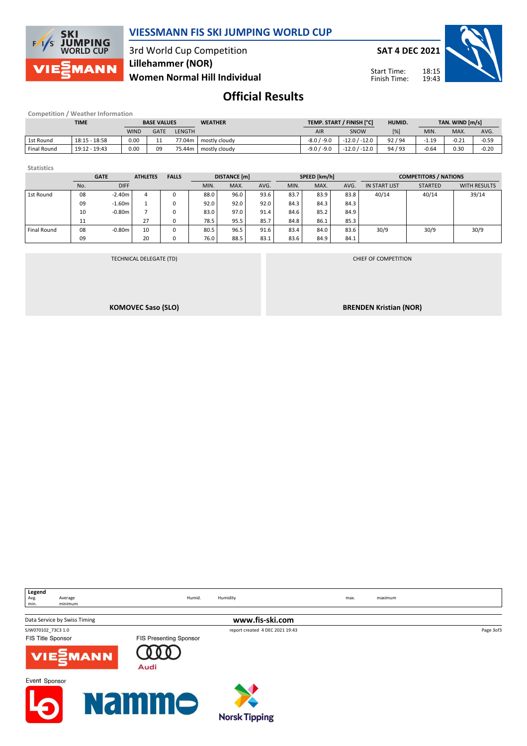# VIESSMANN FIS SKI JUMPING WORLD CUP

3rd World Cup Competition
**Lillehammer (NOR)**
**Women Normal Hill Individual**

**SAT 4 DEC 2021**

Start Time: 18:15
Finish Time: 19:43

## Official Results

**Competition / Weather Information**

| TIME | | BASE VALUES | | | WEATHER | TEMP. START / FINISH [°C] | | HUMID. | TAN. WIND [m/s] | | |
|---|---|---|---|---|---|---|---|---|---|---|---|
| | | WIND | GATE | LENGTH | | AIR | SNOW | [%] | MIN. | MAX. | AVG. |
| 1st Round | 18:15 - 18:58 | 0.00 | 11 | 77.04m | mostly cloudy | -8.0 / -9.0 | -12.0 / -12.0 | 92 / 94 | -1.19 | -0.21 | -0.59 |
| Final Round | 19:12 - 19:43 | 0.00 | 09 | 75.44m | mostly cloudy | -9.0 / -9.0 | -12.0 / -12.0 | 94 / 93 | -0.64 | 0.30 | -0.20 |

**Statistics**

| | GATE | | ATHLETES | FALLS | DISTANCE [m] | | | SPEED [km/h] | | | COMPETITORS / NATIONS | | |
|---|---|---|---|---|---|---|---|---|---|---|---|---|---|
| | No. | DIFF | | | MIN. | MAX. | AVG. | MIN. | MAX. | AVG. | IN START LIST | STARTED | WITH RESULTS |
| 1st Round | 08 | -2.40m | 4 | 0 | 88.0 | 96.0 | 93.6 | 83.7 | 83.9 | 83.8 | 40/14 | 40/14 | 39/14 |
| | 09 | -1.60m | 1 | 0 | 92.0 | 92.0 | 92.0 | 84.3 | 84.3 | 84.3 | | | |
| | 10 | -0.80m | 7 | 0 | 83.0 | 97.0 | 91.4 | 84.6 | 85.2 | 84.9 | | | |
| | 11 | | 27 | 0 | 78.5 | 95.5 | 85.7 | 84.8 | 86.1 | 85.3 | | | |
| Final Round | 08 | -0.80m | 10 | 0 | 80.5 | 96.5 | 91.6 | 83.4 | 84.0 | 83.6 | 30/9 | 30/9 | 30/9 |
| | 09 | | 20 | 0 | 76.0 | 88.5 | 83.1 | 83.6 | 84.9 | 84.1 | | | |

TECHNICAL DELEGATE (TD)

**KOMOVEC Saso (SLO)**

CHIEF OF COMPETITION

**BRENDEN Kristian (NOR)**

**Legend**
Avg. Average
min. minimum
Humid. Humidity
max. maximum

Data Service by Swiss Timing
www.fis-ski.com
SJW070102_73C3 1.0
report created 4 DEC 2021 19:43

FIS Title Sponsor
FIS Presenting Sponsor
Event Sponsor